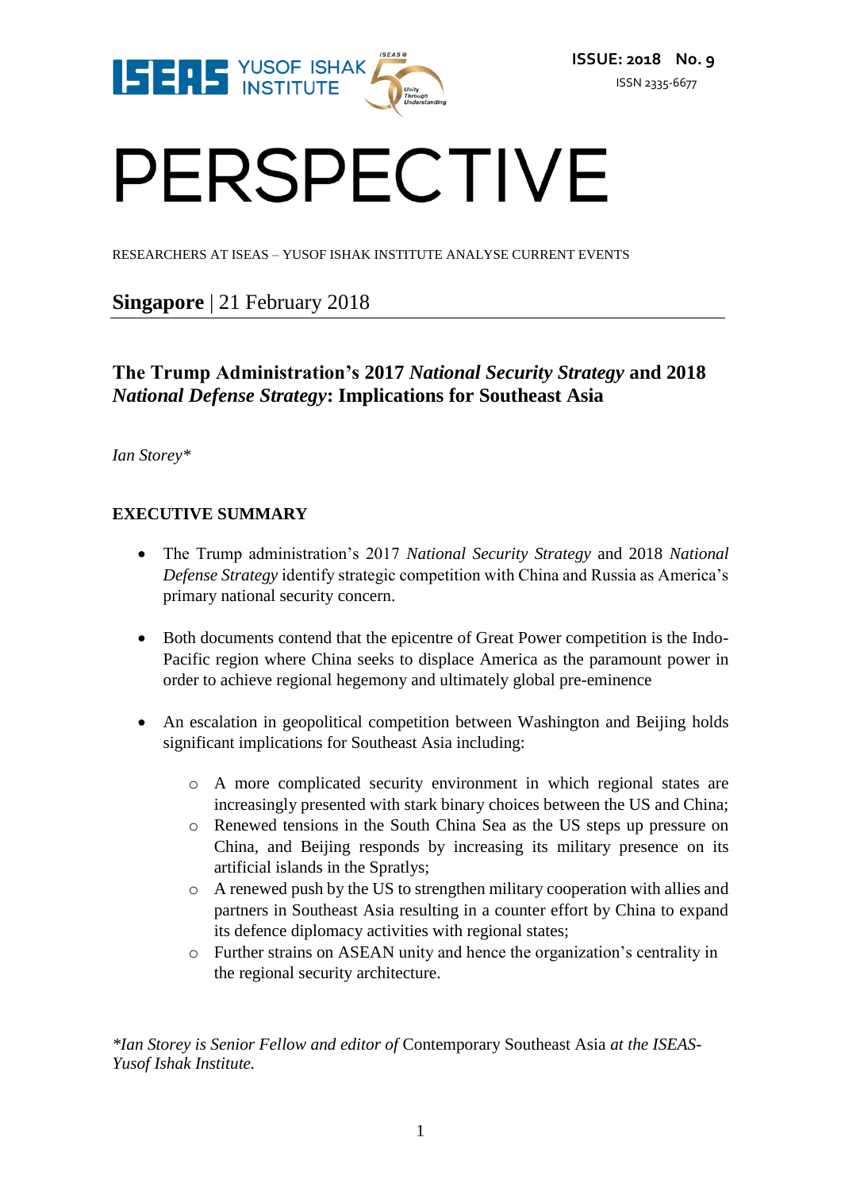ISSUE: 2018 No. 9

ISSN 2335-6677

# PERSPECTIVE

RESEARCHERS AT ISEAS – YUSOF ISHAK INSTITUTE ANALYSE CURRENT EVENTS

**Singapore** | 21 February 2018

## The Trump Administration's 2017 *National Security Strategy* and 2018 *National Defense Strategy*: Implications for Southeast Asia

*Ian Storey**

### EXECUTIVE SUMMARY

- The Trump administration's 2017 *National Security Strategy* and 2018 *National Defense Strategy* identify strategic competition with China and Russia as America's primary national security concern.

- Both documents contend that the epicentre of Great Power competition is the Indo-Pacific region where China seeks to displace America as the paramount power in order to achieve regional hegemony and ultimately global pre-eminence

- An escalation in geopolitical competition between Washington and Beijing holds significant implications for Southeast Asia including:
    - A more complicated security environment in which regional states are increasingly presented with stark binary choices between the US and China;
    - Renewed tensions in the South China Sea as the US steps up pressure on China, and Beijing responds by increasing its military presence on its artificial islands in the Spratlys;
    - A renewed push by the US to strengthen military cooperation with allies and partners in Southeast Asia resulting in a counter effort by China to expand its defence diplomacy activities with regional states;
    - Further strains on ASEAN unity and hence the organization's centrality in the regional security architecture.

**Ian Storey is Senior Fellow and editor of* Contemporary Southeast Asia *at the ISEAS-Yusof Ishak Institute.*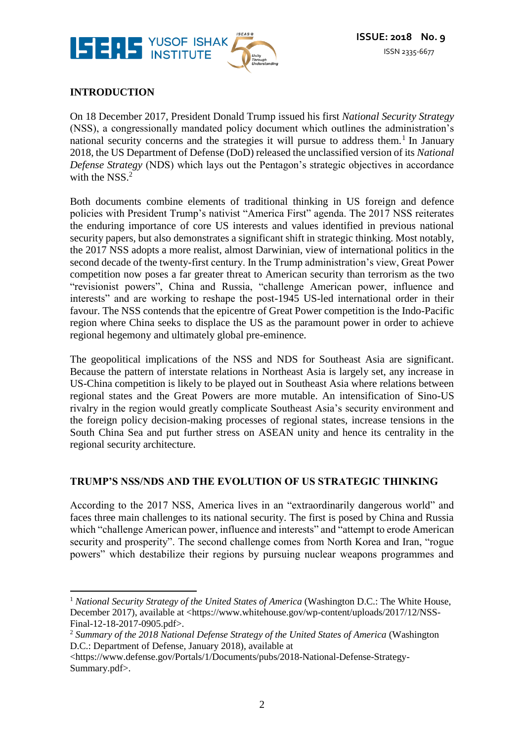## INTRODUCTION

On 18 December 2017, President Donald Trump issued his first *National Security Strategy* (NSS), a congressionally mandated policy document which outlines the administration's national security concerns and the strategies it will pursue to address them.[1] In January 2018, the US Department of Defense (DoD) released the unclassified version of its *National Defense Strategy* (NDS) which lays out the Pentagon's strategic objectives in accordance with the NSS.[2]

Both documents combine elements of traditional thinking in US foreign and defence policies with President Trump's nativist "America First" agenda. The 2017 NSS reiterates the enduring importance of core US interests and values identified in previous national security papers, but also demonstrates a significant shift in strategic thinking. Most notably, the 2017 NSS adopts a more realist, almost Darwinian, view of international politics in the second decade of the twenty-first century. In the Trump administration's view, Great Power competition now poses a far greater threat to American security than terrorism as the two "revisionist powers", China and Russia, "challenge American power, influence and interests" and are working to reshape the post-1945 US-led international order in their favour. The NSS contends that the epicentre of Great Power competition is the Indo-Pacific region where China seeks to displace the US as the paramount power in order to achieve regional hegemony and ultimately global pre-eminence.

The geopolitical implications of the NSS and NDS for Southeast Asia are significant. Because the pattern of interstate relations in Northeast Asia is largely set, any increase in US-China competition is likely to be played out in Southeast Asia where relations between regional states and the Great Powers are more mutable. An intensification of Sino-US rivalry in the region would greatly complicate Southeast Asia's security environment and the foreign policy decision-making processes of regional states, increase tensions in the South China Sea and put further stress on ASEAN unity and hence its centrality in the regional security architecture.

## TRUMP'S NSS/NDS AND THE EVOLUTION OF US STRATEGIC THINKING

According to the 2017 NSS, America lives in an "extraordinarily dangerous world" and faces three main challenges to its national security. The first is posed by China and Russia which "challenge American power, influence and interests" and "attempt to erode American security and prosperity". The second challenge comes from North Korea and Iran, "rogue powers" which destabilize their regions by pursuing nuclear weapons programmes and

---

[1] *National Security Strategy of the United States of America* (Washington D.C.: The White House, December 2017), available at <https://www.whitehouse.gov/wp-content/uploads/2017/12/NSS-Final-12-18-2017-0905.pdf>.

[2] *Summary of the 2018 National Defense Strategy of the United States of America* (Washington D.C.: Department of Defense, January 2018), available at <https://www.defense.gov/Portals/1/Documents/pubs/2018-National-Defense-Strategy-Summary.pdf>.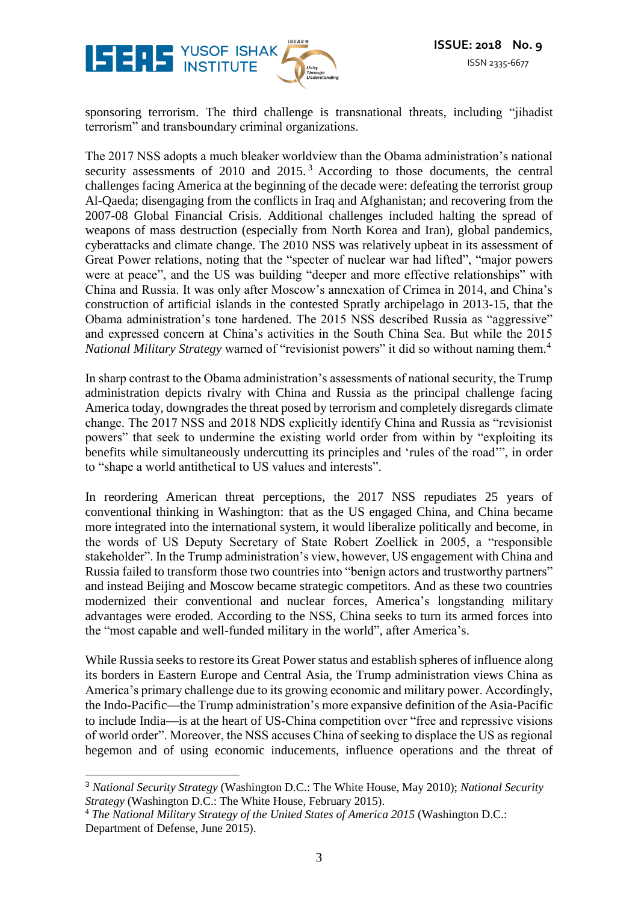sponsoring terrorism. The third challenge is transnational threats, including "jihadist terrorism" and transboundary criminal organizations.

The 2017 NSS adopts a much bleaker worldview than the Obama administration's national security assessments of 2010 and 2015.[3] According to those documents, the central challenges facing America at the beginning of the decade were: defeating the terrorist group Al-Qaeda; disengaging from the conflicts in Iraq and Afghanistan; and recovering from the 2007-08 Global Financial Crisis. Additional challenges included halting the spread of weapons of mass destruction (especially from North Korea and Iran), global pandemics, cyberattacks and climate change. The 2010 NSS was relatively upbeat in its assessment of Great Power relations, noting that the "specter of nuclear war had lifted", "major powers were at peace", and the US was building "deeper and more effective relationships" with China and Russia. It was only after Moscow's annexation of Crimea in 2014, and China's construction of artificial islands in the contested Spratly archipelago in 2013-15, that the Obama administration's tone hardened. The 2015 NSS described Russia as "aggressive" and expressed concern at China's activities in the South China Sea. But while the 2015 *National Military Strategy* warned of "revisionist powers" it did so without naming them.[4]

In sharp contrast to the Obama administration's assessments of national security, the Trump administration depicts rivalry with China and Russia as the principal challenge facing America today, downgrades the threat posed by terrorism and completely disregards climate change. The 2017 NSS and 2018 NDS explicitly identify China and Russia as "revisionist powers" that seek to undermine the existing world order from within by "exploiting its benefits while simultaneously undercutting its principles and 'rules of the road'", in order to "shape a world antithetical to US values and interests".

In reordering American threat perceptions, the 2017 NSS repudiates 25 years of conventional thinking in Washington: that as the US engaged China, and China became more integrated into the international system, it would liberalize politically and become, in the words of US Deputy Secretary of State Robert Zoellick in 2005, a "responsible stakeholder". In the Trump administration's view, however, US engagement with China and Russia failed to transform those two countries into "benign actors and trustworthy partners" and instead Beijing and Moscow became strategic competitors. And as these two countries modernized their conventional and nuclear forces, America's longstanding military advantages were eroded. According to the NSS, China seeks to turn its armed forces into the "most capable and well-funded military in the world", after America's.

While Russia seeks to restore its Great Power status and establish spheres of influence along its borders in Eastern Europe and Central Asia, the Trump administration views China as America's primary challenge due to its growing economic and military power. Accordingly, the Indo-Pacific—the Trump administration's more expansive definition of the Asia-Pacific to include India—is at the heart of US-China competition over "free and repressive visions of world order". Moreover, the NSS accuses China of seeking to displace the US as regional hegemon and of using economic inducements, influence operations and the threat of

---

[3] *National Security Strategy* (Washington D.C.: The White House, May 2010); *National Security Strategy* (Washington D.C.: The White House, February 2015).

[4] *The National Military Strategy of the United States of America 2015* (Washington D.C.: Department of Defense, June 2015).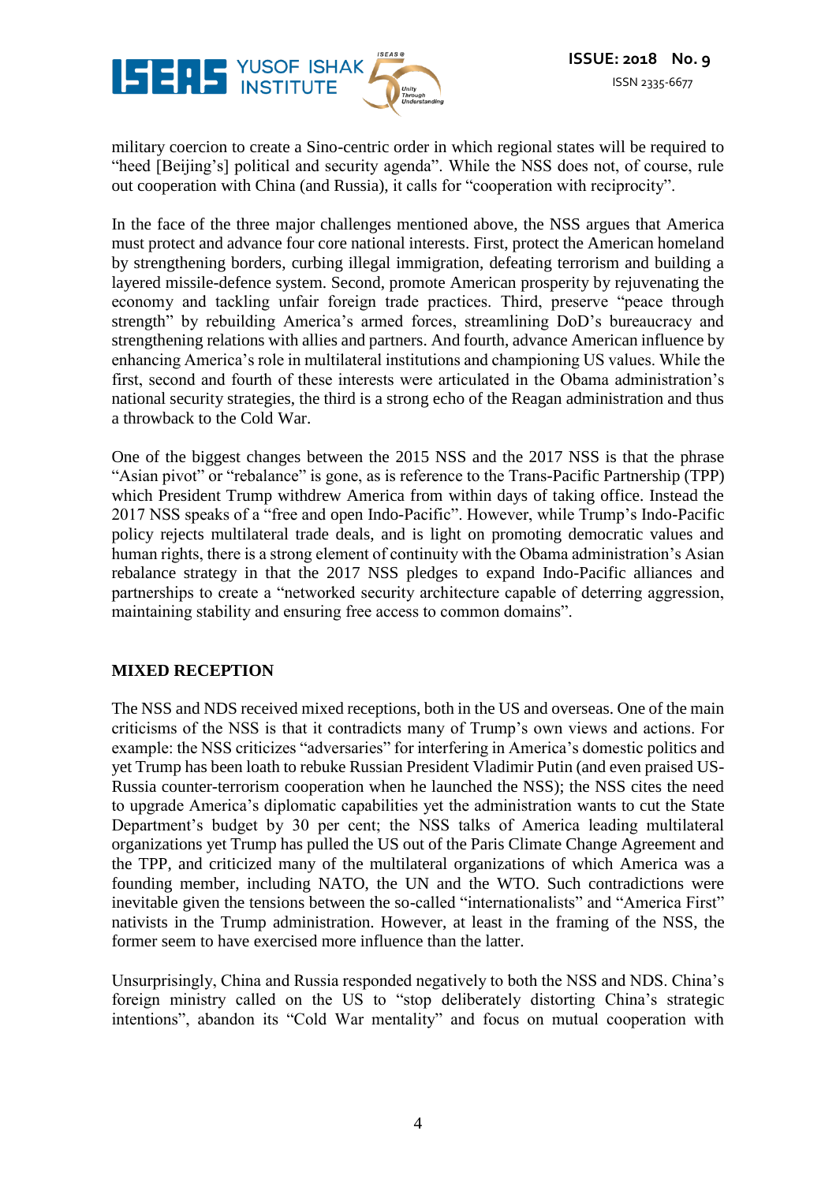military coercion to create a Sino-centric order in which regional states will be required to "heed [Beijing's] political and security agenda". While the NSS does not, of course, rule out cooperation with China (and Russia), it calls for "cooperation with reciprocity".

In the face of the three major challenges mentioned above, the NSS argues that America must protect and advance four core national interests. First, protect the American homeland by strengthening borders, curbing illegal immigration, defeating terrorism and building a layered missile-defence system. Second, promote American prosperity by rejuvenating the economy and tackling unfair foreign trade practices. Third, preserve "peace through strength" by rebuilding America's armed forces, streamlining DoD's bureaucracy and strengthening relations with allies and partners. And fourth, advance American influence by enhancing America's role in multilateral institutions and championing US values. While the first, second and fourth of these interests were articulated in the Obama administration's national security strategies, the third is a strong echo of the Reagan administration and thus a throwback to the Cold War.

One of the biggest changes between the 2015 NSS and the 2017 NSS is that the phrase "Asian pivot" or "rebalance" is gone, as is reference to the Trans-Pacific Partnership (TPP) which President Trump withdrew America from within days of taking office. Instead the 2017 NSS speaks of a "free and open Indo-Pacific". However, while Trump's Indo-Pacific policy rejects multilateral trade deals, and is light on promoting democratic values and human rights, there is a strong element of continuity with the Obama administration's Asian rebalance strategy in that the 2017 NSS pledges to expand Indo-Pacific alliances and partnerships to create a "networked security architecture capable of deterring aggression, maintaining stability and ensuring free access to common domains".

## MIXED RECEPTION

The NSS and NDS received mixed receptions, both in the US and overseas. One of the main criticisms of the NSS is that it contradicts many of Trump's own views and actions. For example: the NSS criticizes "adversaries" for interfering in America's domestic politics and yet Trump has been loath to rebuke Russian President Vladimir Putin (and even praised US-Russia counter-terrorism cooperation when he launched the NSS); the NSS cites the need to upgrade America's diplomatic capabilities yet the administration wants to cut the State Department's budget by 30 per cent; the NSS talks of America leading multilateral organizations yet Trump has pulled the US out of the Paris Climate Change Agreement and the TPP, and criticized many of the multilateral organizations of which America was a founding member, including NATO, the UN and the WTO. Such contradictions were inevitable given the tensions between the so-called "internationalists" and "America First" nativists in the Trump administration. However, at least in the framing of the NSS, the former seem to have exercised more influence than the latter.

Unsurprisingly, China and Russia responded negatively to both the NSS and NDS. China's foreign ministry called on the US to "stop deliberately distorting China's strategic intentions", abandon its "Cold War mentality" and focus on mutual cooperation with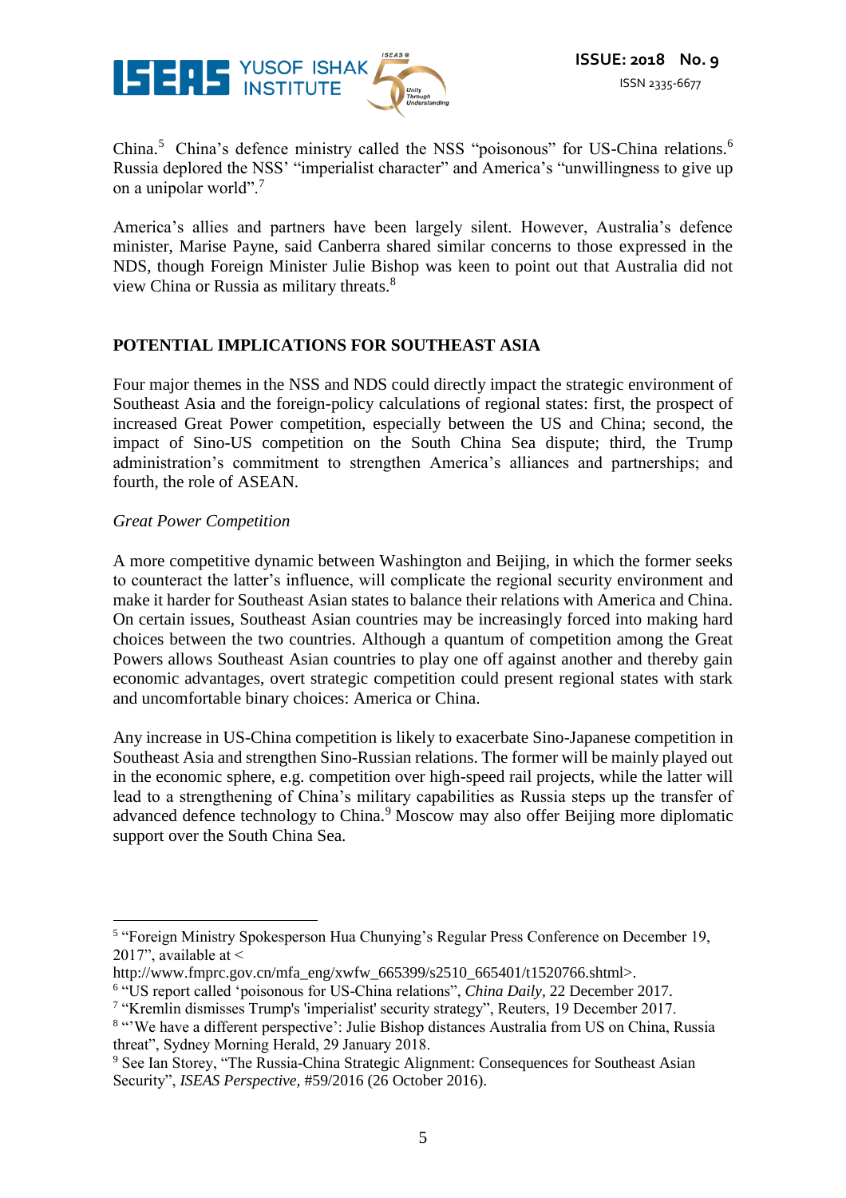China.[5] China's defence ministry called the NSS "poisonous" for US-China relations.[6] Russia deplored the NSS' "imperialist character" and America's "unwillingness to give up on a unipolar world".[7]

America's allies and partners have been largely silent. However, Australia's defence minister, Marise Payne, said Canberra shared similar concerns to those expressed in the NDS, though Foreign Minister Julie Bishop was keen to point out that Australia did not view China or Russia as military threats.[8]

## POTENTIAL IMPLICATIONS FOR SOUTHEAST ASIA

Four major themes in the NSS and NDS could directly impact the strategic environment of Southeast Asia and the foreign-policy calculations of regional states: first, the prospect of increased Great Power competition, especially between the US and China; second, the impact of Sino-US competition on the South China Sea dispute; third, the Trump administration's commitment to strengthen America's alliances and partnerships; and fourth, the role of ASEAN.

### *Great Power Competition*

A more competitive dynamic between Washington and Beijing, in which the former seeks to counteract the latter's influence, will complicate the regional security environment and make it harder for Southeast Asian states to balance their relations with America and China. On certain issues, Southeast Asian countries may be increasingly forced into making hard choices between the two countries. Although a quantum of competition among the Great Powers allows Southeast Asian countries to play one off against another and thereby gain economic advantages, overt strategic competition could present regional states with stark and uncomfortable binary choices: America or China.

Any increase in US-China competition is likely to exacerbate Sino-Japanese competition in Southeast Asia and strengthen Sino-Russian relations. The former will be mainly played out in the economic sphere, e.g. competition over high-speed rail projects, while the latter will lead to a strengthening of China's military capabilities as Russia steps up the transfer of advanced defence technology to China.[9] Moscow may also offer Beijing more diplomatic support over the South China Sea.

---

[5] "Foreign Ministry Spokesperson Hua Chunying's Regular Press Conference on December 19, 2017", available at < http://www.fmprc.gov.cn/mfa_eng/xwfw_665399/s2510_665401/t1520766.shtml>.

[6] "US report called 'poisonous for US-China relations", *China Daily*, 22 December 2017.

[7] "Kremlin dismisses Trump's 'imperialist' security strategy", Reuters, 19 December 2017.

[8] "'We have a different perspective': Julie Bishop distances Australia from US on China, Russia threat", Sydney Morning Herald, 29 January 2018.

[9] See Ian Storey, "The Russia-China Strategic Alignment: Consequences for Southeast Asian Security", *ISEAS Perspective*, #59/2016 (26 October 2016).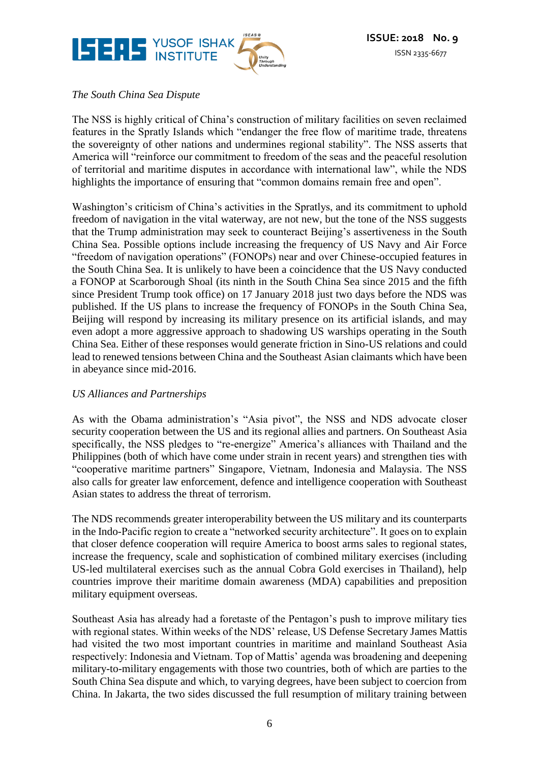*The South China Sea Dispute*

The NSS is highly critical of China's construction of military facilities on seven reclaimed features in the Spratly Islands which "endanger the free flow of maritime trade, threatens the sovereignty of other nations and undermines regional stability". The NSS asserts that America will "reinforce our commitment to freedom of the seas and the peaceful resolution of territorial and maritime disputes in accordance with international law", while the NDS highlights the importance of ensuring that "common domains remain free and open".

Washington's criticism of China's activities in the Spratlys, and its commitment to uphold freedom of navigation in the vital waterway, are not new, but the tone of the NSS suggests that the Trump administration may seek to counteract Beijing's assertiveness in the South China Sea. Possible options include increasing the frequency of US Navy and Air Force "freedom of navigation operations" (FONOPs) near and over Chinese-occupied features in the South China Sea. It is unlikely to have been a coincidence that the US Navy conducted a FONOP at Scarborough Shoal (its ninth in the South China Sea since 2015 and the fifth since President Trump took office) on 17 January 2018 just two days before the NDS was published. If the US plans to increase the frequency of FONOPs in the South China Sea, Beijing will respond by increasing its military presence on its artificial islands, and may even adopt a more aggressive approach to shadowing US warships operating in the South China Sea. Either of these responses would generate friction in Sino-US relations and could lead to renewed tensions between China and the Southeast Asian claimants which have been in abeyance since mid-2016.

*US Alliances and Partnerships*

As with the Obama administration's "Asia pivot", the NSS and NDS advocate closer security cooperation between the US and its regional allies and partners. On Southeast Asia specifically, the NSS pledges to "re-energize" America's alliances with Thailand and the Philippines (both of which have come under strain in recent years) and strengthen ties with "cooperative maritime partners" Singapore, Vietnam, Indonesia and Malaysia. The NSS also calls for greater law enforcement, defence and intelligence cooperation with Southeast Asian states to address the threat of terrorism.

The NDS recommends greater interoperability between the US military and its counterparts in the Indo-Pacific region to create a "networked security architecture". It goes on to explain that closer defence cooperation will require America to boost arms sales to regional states, increase the frequency, scale and sophistication of combined military exercises (including US-led multilateral exercises such as the annual Cobra Gold exercises in Thailand), help countries improve their maritime domain awareness (MDA) capabilities and preposition military equipment overseas.

Southeast Asia has already had a foretaste of the Pentagon's push to improve military ties with regional states. Within weeks of the NDS' release, US Defense Secretary James Mattis had visited the two most important countries in maritime and mainland Southeast Asia respectively: Indonesia and Vietnam. Top of Mattis' agenda was broadening and deepening military-to-military engagements with those two countries, both of which are parties to the South China Sea dispute and which, to varying degrees, have been subject to coercion from China. In Jakarta, the two sides discussed the full resumption of military training between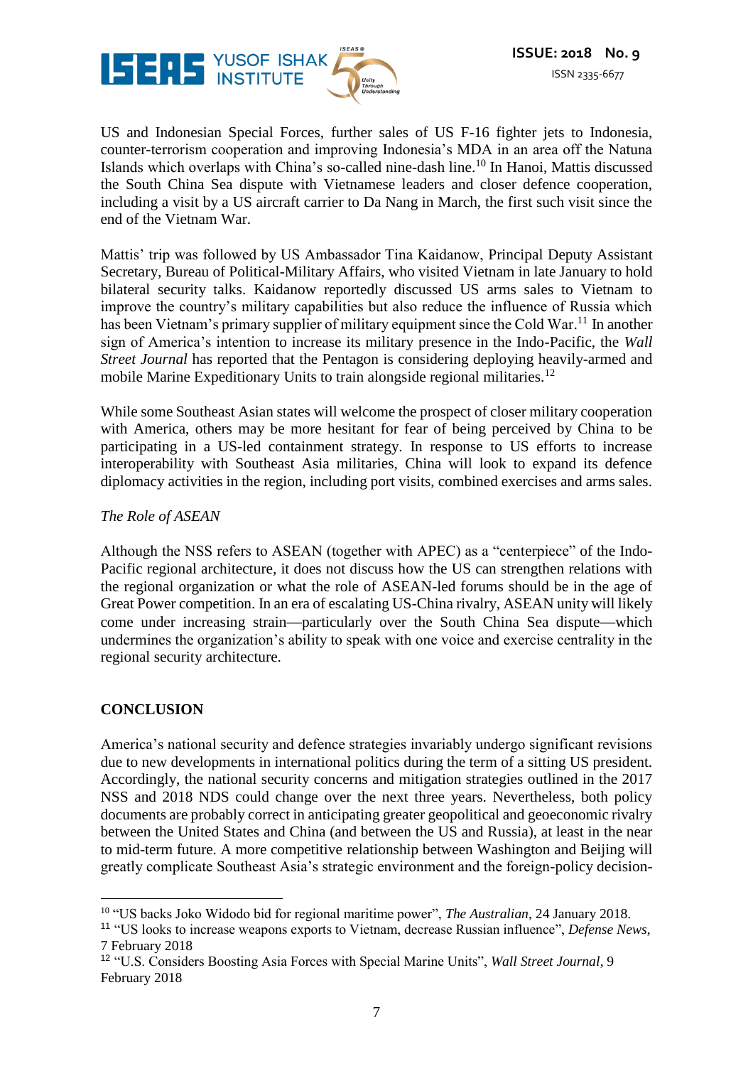US and Indonesian Special Forces, further sales of US F-16 fighter jets to Indonesia, counter-terrorism cooperation and improving Indonesia's MDA in an area off the Natuna Islands which overlaps with China's so-called nine-dash line.[10] In Hanoi, Mattis discussed the South China Sea dispute with Vietnamese leaders and closer defence cooperation, including a visit by a US aircraft carrier to Da Nang in March, the first such visit since the end of the Vietnam War.

Mattis' trip was followed by US Ambassador Tina Kaidanow, Principal Deputy Assistant Secretary, Bureau of Political-Military Affairs, who visited Vietnam in late January to hold bilateral security talks. Kaidanow reportedly discussed US arms sales to Vietnam to improve the country's military capabilities but also reduce the influence of Russia which has been Vietnam's primary supplier of military equipment since the Cold War.[11] In another sign of America's intention to increase its military presence in the Indo-Pacific, the *Wall Street Journal* has reported that the Pentagon is considering deploying heavily-armed and mobile Marine Expeditionary Units to train alongside regional militaries.[12]

While some Southeast Asian states will welcome the prospect of closer military cooperation with America, others may be more hesitant for fear of being perceived by China to be participating in a US-led containment strategy. In response to US efforts to increase interoperability with Southeast Asia militaries, China will look to expand its defence diplomacy activities in the region, including port visits, combined exercises and arms sales.

*The Role of ASEAN*

Although the NSS refers to ASEAN (together with APEC) as a "centerpiece" of the Indo-Pacific regional architecture, it does not discuss how the US can strengthen relations with the regional organization or what the role of ASEAN-led forums should be in the age of Great Power competition. In an era of escalating US-China rivalry, ASEAN unity will likely come under increasing strain—particularly over the South China Sea dispute—which undermines the organization's ability to speak with one voice and exercise centrality in the regional security architecture.

## CONCLUSION

America's national security and defence strategies invariably undergo significant revisions due to new developments in international politics during the term of a sitting US president. Accordingly, the national security concerns and mitigation strategies outlined in the 2017 NSS and 2018 NDS could change over the next three years. Nevertheless, both policy documents are probably correct in anticipating greater geopolitical and geoeconomic rivalry between the United States and China (and between the US and Russia), at least in the near to mid-term future. A more competitive relationship between Washington and Beijing will greatly complicate Southeast Asia's strategic environment and the foreign-policy decision-

---

[10] "US backs Joko Widodo bid for regional maritime power", *The Australian*, 24 January 2018.

[11] "US looks to increase weapons exports to Vietnam, decrease Russian influence", *Defense News*, 7 February 2018

[12] "U.S. Considers Boosting Asia Forces with Special Marine Units", *Wall Street Journal*, 9 February 2018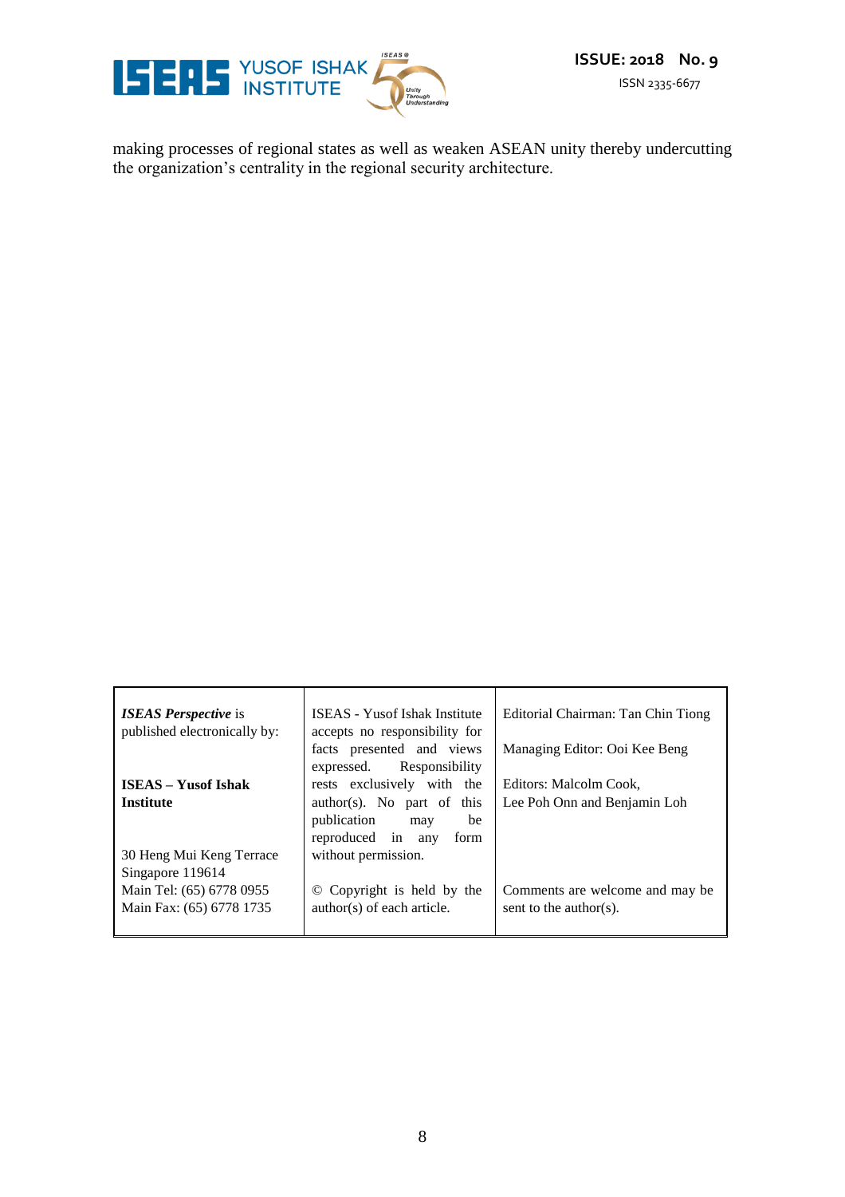making processes of regional states as well as weaken ASEAN unity thereby undercutting the organization's centrality in the regional security architecture.

| | | |
|---|---|---|
| ***ISEAS Perspective*** is published electronically by:<br><br>**ISEAS – Yusof Ishak Institute**<br><br>30 Heng Mui Keng Terrace<br>Singapore 119614<br>Main Tel: (65) 6778 0955<br>Main Fax: (65) 6778 1735 | ISEAS - Yusof Ishak Institute accepts no responsibility for facts presented and views expressed. Responsibility rests exclusively with the author(s). No part of this publication may be reproduced in any form without permission.<br><br>© Copyright is held by the author(s) of each article. | Editorial Chairman: Tan Chin Tiong<br><br>Managing Editor: Ooi Kee Beng<br><br>Editors: Malcolm Cook, Lee Poh Onn and Benjamin Loh<br><br>Comments are welcome and may be sent to the author(s). |